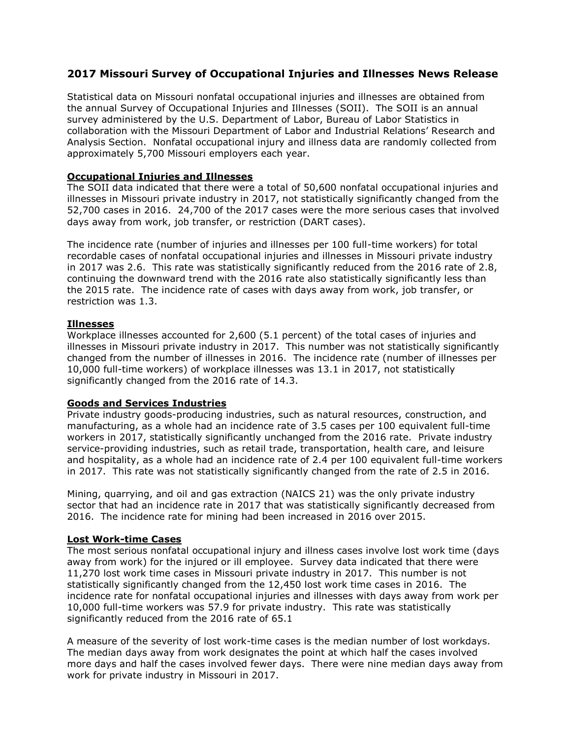# 2017 Missouri Survey of Occupational Injuries and Illnesses News Release

Statistical data on Missouri nonfatal occupational injuries and illnesses are obtained from the annual Survey of Occupational Injuries and Illnesses (SOII). The SOII is an annual survey administered by the U.S. Department of Labor, Bureau of Labor Statistics in collaboration with the Missouri Department of Labor and Industrial Relations' Research and Analysis Section. Nonfatal occupational injury and illness data are randomly collected from approximately 5,700 Missouri employers each year.

## Occupational Injuries and Illnesses

The SOII data indicated that there were a total of 50,600 nonfatal occupational injuries and illnesses in Missouri private industry in 2017, not statistically significantly changed from the 52,700 cases in 2016. 24,700 of the 2017 cases were the more serious cases that involved days away from work, job transfer, or restriction (DART cases).

The incidence rate (number of injuries and illnesses per 100 full-time workers) for total recordable cases of nonfatal occupational injuries and illnesses in Missouri private industry in 2017 was 2.6. This rate was statistically significantly reduced from the 2016 rate of 2.8, continuing the downward trend with the 2016 rate also statistically significantly less than the 2015 rate. The incidence rate of cases with days away from work, job transfer, or restriction was 1.3.

## Illnesses

Workplace illnesses accounted for 2,600 (5.1 percent) of the total cases of injuries and illnesses in Missouri private industry in 2017. This number was not statistically significantly changed from the number of illnesses in 2016. The incidence rate (number of illnesses per 10,000 full-time workers) of workplace illnesses was 13.1 in 2017, not statistically significantly changed from the 2016 rate of 14.3.

## Goods and Services Industries

Private industry goods-producing industries, such as natural resources, construction, and manufacturing, as a whole had an incidence rate of 3.5 cases per 100 equivalent full-time workers in 2017, statistically significantly unchanged from the 2016 rate. Private industry service-providing industries, such as retail trade, transportation, health care, and leisure and hospitality, as a whole had an incidence rate of 2.4 per 100 equivalent full-time workers in 2017. This rate was not statistically significantly changed from the rate of 2.5 in 2016.

Mining, quarrying, and oil and gas extraction (NAICS 21) was the only private industry sector that had an incidence rate in 2017 that was statistically significantly decreased from 2016. The incidence rate for mining had been increased in 2016 over 2015.

## Lost Work-time Cases

The most serious nonfatal occupational injury and illness cases involve lost work time (days away from work) for the injured or ill employee. Survey data indicated that there were 11,270 lost work time cases in Missouri private industry in 2017. This number is not statistically significantly changed from the 12,450 lost work time cases in 2016. The incidence rate for nonfatal occupational injuries and illnesses with days away from work per 10,000 full-time workers was 57.9 for private industry. This rate was statistically significantly reduced from the 2016 rate of 65.1

A measure of the severity of lost work-time cases is the median number of lost workdays. The median days away from work designates the point at which half the cases involved more days and half the cases involved fewer days. There were nine median days away from work for private industry in Missouri in 2017.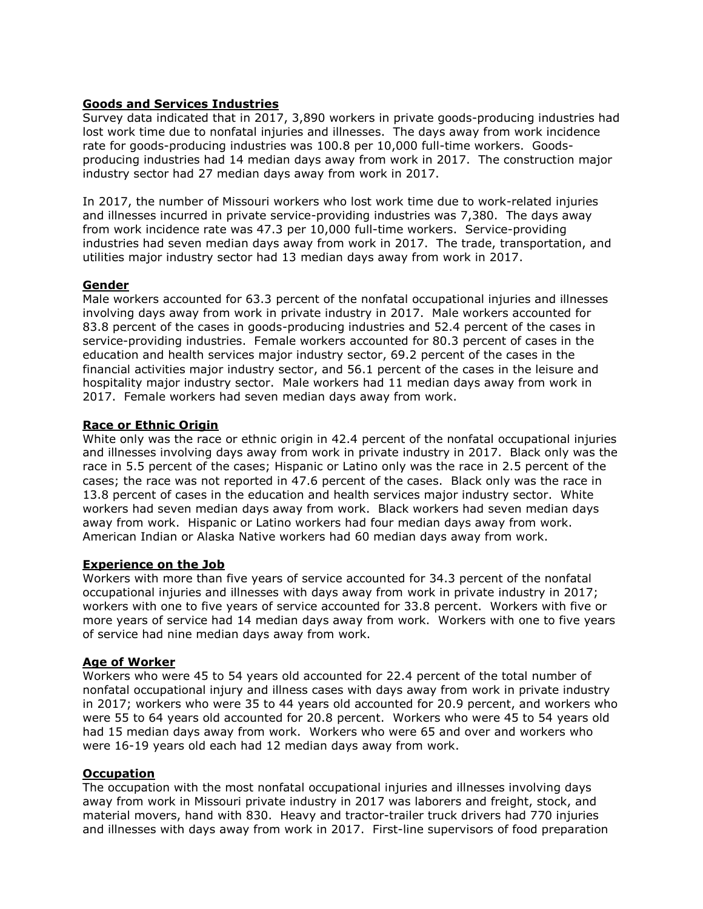## Goods and Services Industries

Survey data indicated that in 2017, 3,890 workers in private goods-producing industries had lost work time due to nonfatal injuries and illnesses. The days away from work incidence rate for goods-producing industries was 100.8 per 10,000 full-time workers. Goods-producing industries had 14 median days away from work in 2017. The construction major industry sector had 27 median days away from work in 2017.

In 2017, the number of Missouri workers who lost work time due to work-related injuries and illnesses incurred in private service-providing industries was 7,380. The days away from work incidence rate was 47.3 per 10,000 full-time workers. Service-providing industries had seven median days away from work in 2017. The trade, transportation, and utilities major industry sector had 13 median days away from work in 2017.

## Gender

Male workers accounted for 63.3 percent of the nonfatal occupational injuries and illnesses involving days away from work in private industry in 2017. Male workers accounted for 83.8 percent of the cases in goods-producing industries and 52.4 percent of the cases in service-providing industries. Female workers accounted for 80.3 percent of cases in the education and health services major industry sector, 69.2 percent of the cases in the financial activities major industry sector, and 56.1 percent of the cases in the leisure and hospitality major industry sector. Male workers had 11 median days away from work in 2017. Female workers had seven median days away from work.

## Race or Ethnic Origin

White only was the race or ethnic origin in 42.4 percent of the nonfatal occupational injuries and illnesses involving days away from work in private industry in 2017. Black only was the race in 5.5 percent of the cases; Hispanic or Latino only was the race in 2.5 percent of the cases; the race was not reported in 47.6 percent of the cases. Black only was the race in 13.8 percent of cases in the education and health services major industry sector. White workers had seven median days away from work. Black workers had seven median days away from work. Hispanic or Latino workers had four median days away from work. American Indian or Alaska Native workers had 60 median days away from work.

## Experience on the Job

Workers with more than five years of service accounted for 34.3 percent of the nonfatal occupational injuries and illnesses with days away from work in private industry in 2017; workers with one to five years of service accounted for 33.8 percent. Workers with five or more years of service had 14 median days away from work. Workers with one to five years of service had nine median days away from work.

## Age of Worker

Workers who were 45 to 54 years old accounted for 22.4 percent of the total number of nonfatal occupational injury and illness cases with days away from work in private industry in 2017; workers who were 35 to 44 years old accounted for 20.9 percent, and workers who were 55 to 64 years old accounted for 20.8 percent. Workers who were 45 to 54 years old had 15 median days away from work. Workers who were 65 and over and workers who were 16-19 years old each had 12 median days away from work.

## Occupation

The occupation with the most nonfatal occupational injuries and illnesses involving days away from work in Missouri private industry in 2017 was laborers and freight, stock, and material movers, hand with 830. Heavy and tractor-trailer truck drivers had 770 injuries and illnesses with days away from work in 2017. First-line supervisors of food preparation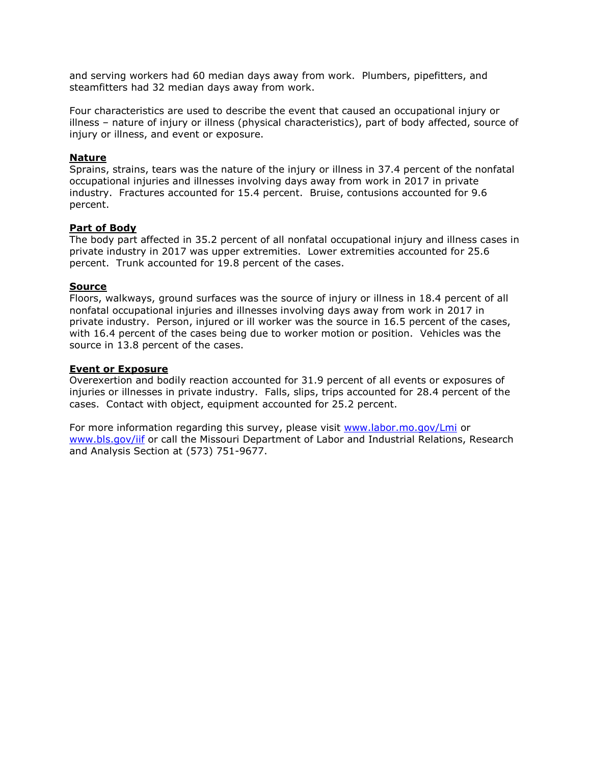and serving workers had 60 median days away from work.  Plumbers, pipefitters, and steamfitters had 32 median days away from work.

Four characteristics are used to describe the event that caused an occupational injury or illness – nature of injury or illness (physical characteristics), part of body affected, source of injury or illness, and event or exposure.

**Nature**

Sprains, strains, tears was the nature of the injury or illness in 37.4 percent of the nonfatal occupational injuries and illnesses involving days away from work in 2017 in private industry.  Fractures accounted for 15.4 percent.  Bruise, contusions accounted for 9.6 percent.

**Part of Body**

The body part affected in 35.2 percent of all nonfatal occupational injury and illness cases in private industry in 2017 was upper extremities.  Lower extremities accounted for 25.6 percent.  Trunk accounted for 19.8 percent of the cases.

**Source**

Floors, walkways, ground surfaces was the source of injury or illness in 18.4 percent of all nonfatal occupational injuries and illnesses involving days away from work in 2017 in private industry.  Person, injured or ill worker was the source in 16.5 percent of the cases, with 16.4 percent of the cases being due to worker motion or position.  Vehicles was the source in 13.8 percent of the cases.

**Event or Exposure**

Overexertion and bodily reaction accounted for 31.9 percent of all events or exposures of injuries or illnesses in private industry.  Falls, slips, trips accounted for 28.4 percent of the cases.  Contact with object, equipment accounted for 25.2 percent.

For more information regarding this survey, please visit [www.labor.mo.gov/Lmi](http://www.labor.mo.gov/Lmi) or [www.bls.gov/iif](http://www.bls.gov/iif) or call the Missouri Department of Labor and Industrial Relations, Research and Analysis Section at (573) 751-9677.